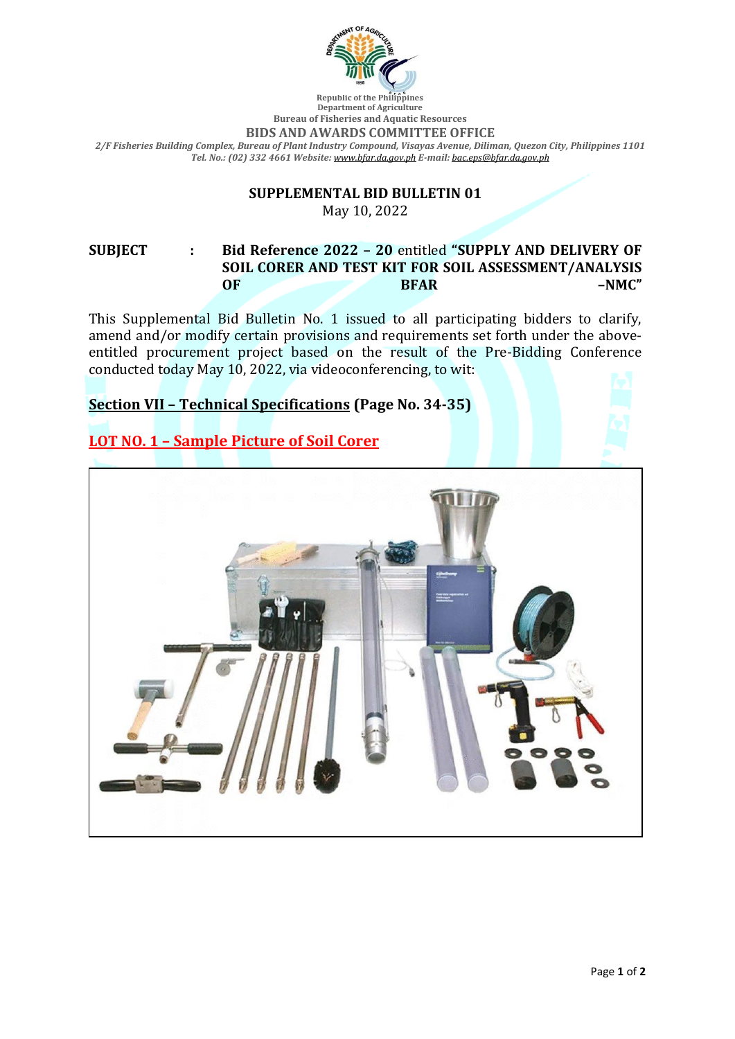Republic of the Philippines
Department of Agriculture
Bureau of Fisheries and Aquatic Resources
**BIDS AND AWARDS COMMITTEE OFFICE**
*2/F Fisheries Building Complex, Bureau of Plant Industry Compound, Visayas Avenue, Diliman, Quezon City, Philippines 1101*
*Tel. No.: (02) 332 4661 Website: www.bfar.da.gov.ph E-mail: bac.eps@bfar.da.gov.ph*

**SUPPLEMENTAL BID BULLETIN 01**
May 10, 2022

**SUBJECT** : **Bid Reference 2022 – 20** entitled **"SUPPLY AND DELIVERY OF SOIL CORER AND TEST KIT FOR SOIL ASSESSMENT/ANALYSIS OF BFAR –NMC"**

This Supplemental Bid Bulletin No. 1 issued to all participating bidders to clarify, amend and/or modify certain provisions and requirements set forth under the above-entitled procurement project based on the result of the Pre-Bidding Conference conducted today May 10, 2022, via videoconferencing, to wit:

**Section VII – Technical Specifications (Page No. 34-35)**

**LOT NO. 1 – Sample Picture of Soil Corer**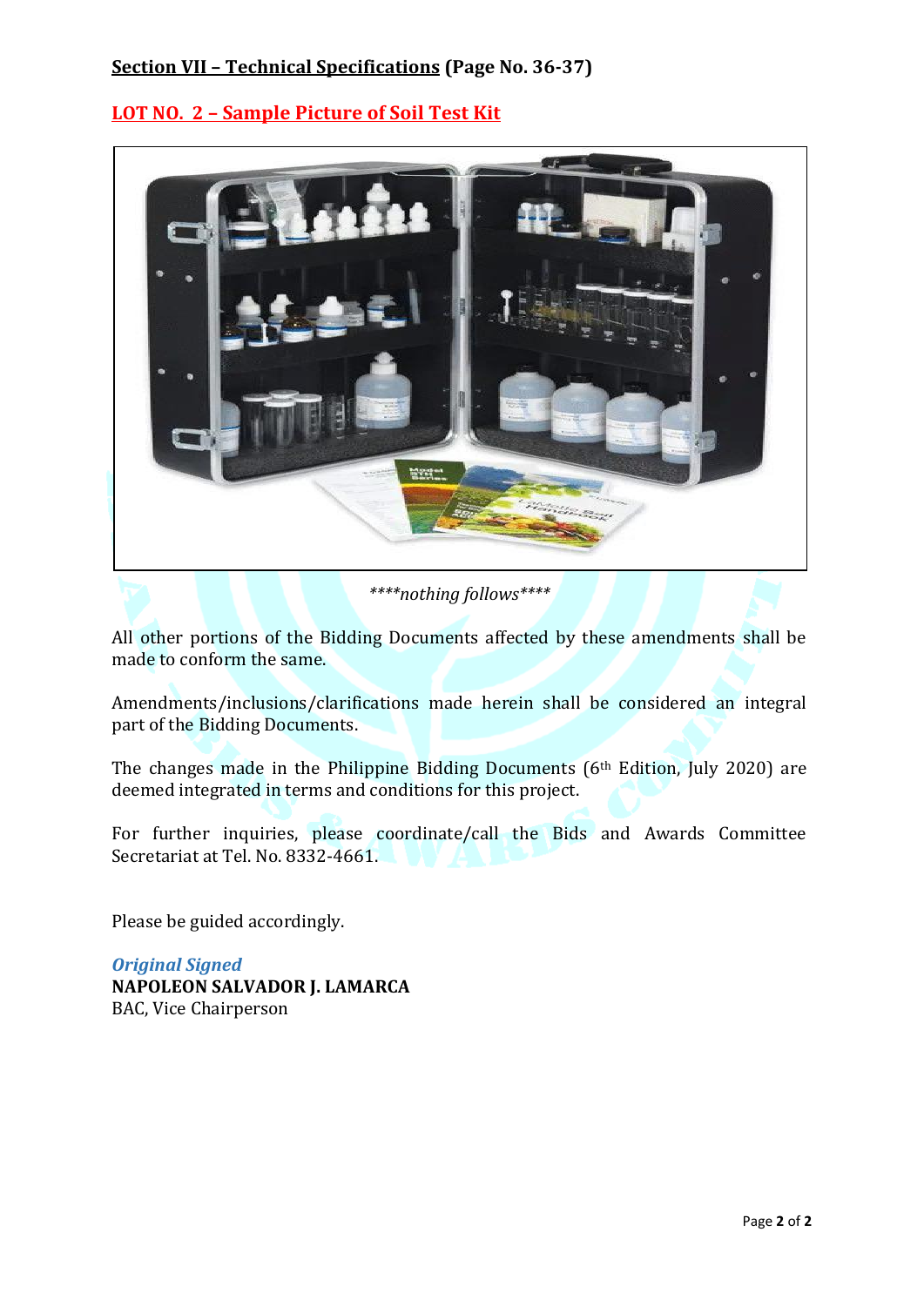**<u>Section VII – Technical Specifications</u> (Page No. 36-37)**

**<u>LOT NO. 2 – Sample Picture of Soil Test Kit</u>**

*\*\*\*\*nothing follows\*\*\*\**

All other portions of the Bidding Documents affected by these amendments shall be made to conform the same.

Amendments/inclusions/clarifications made herein shall be considered an integral part of the Bidding Documents.

The changes made in the Philippine Bidding Documents (6th Edition, July 2020) are deemed integrated in terms and conditions for this project.

For further inquiries, please coordinate/call the Bids and Awards Committee Secretariat at Tel. No. 8332-4661.

Please be guided accordingly.

*Original Signed*
**NAPOLEON SALVADOR J. LAMARCA**
BAC, Vice Chairperson